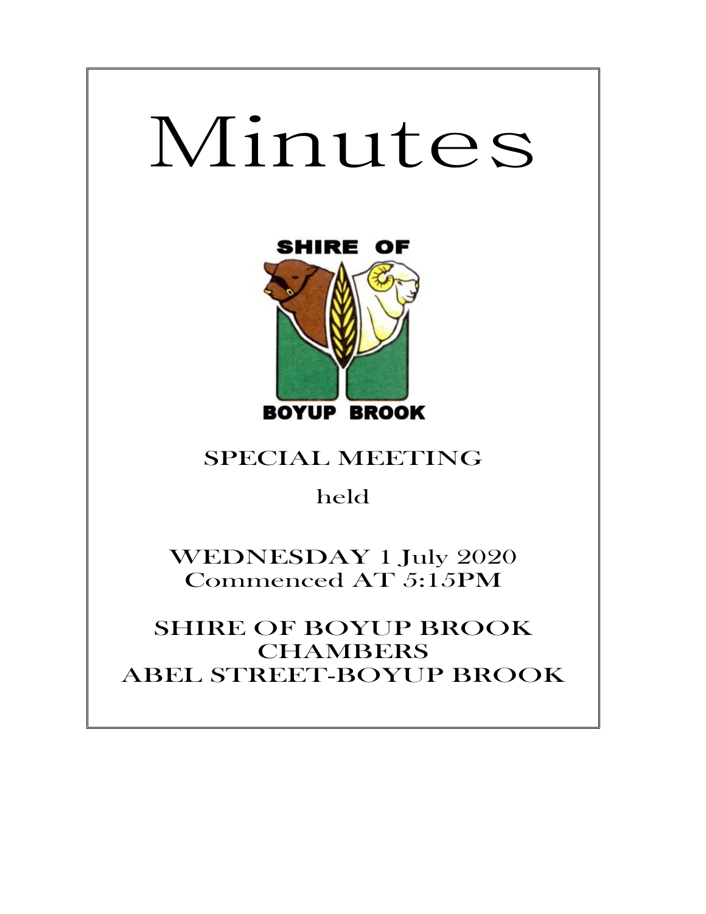# Minutes

SHIRE OF

BOYUP BROOK

SPECIAL MEETING

held

WEDNESDAY 1 July 2020
Commenced AT 5:15PM

SHIRE OF BOYUP BROOK
CHAMBERS
ABEL STREET-BOYUP BROOK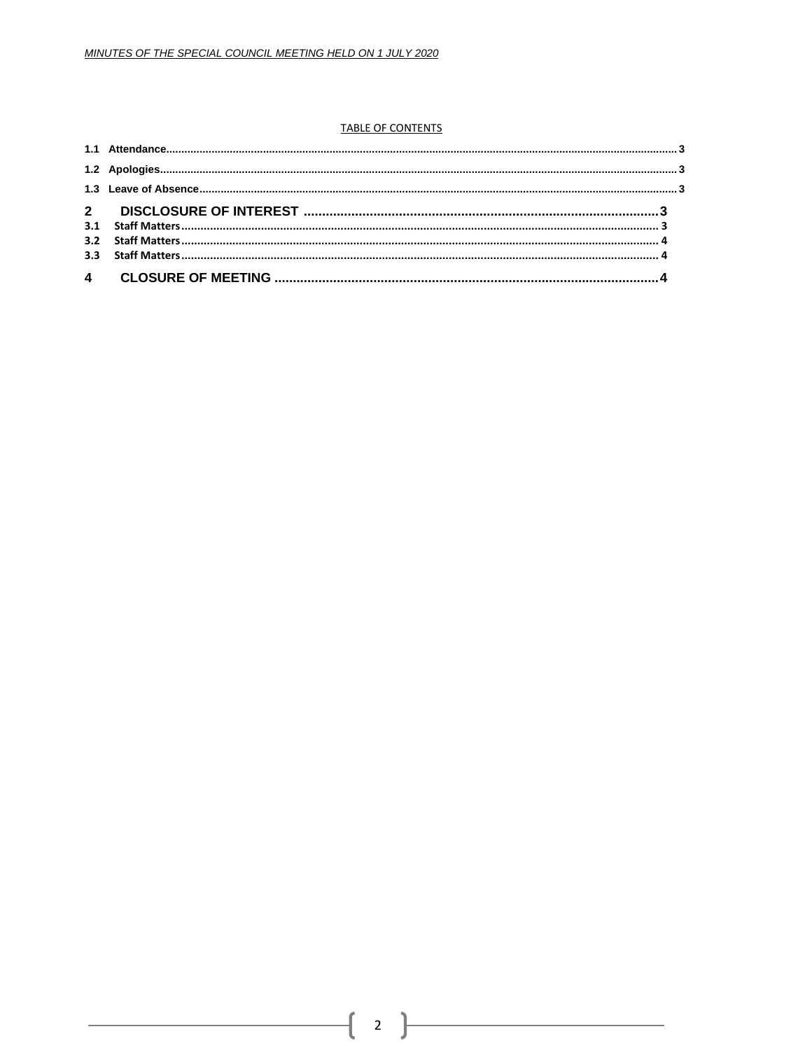TABLE OF CONTENTS

1.1 Attendance........................................................................................................................ 3

1.2 Apologies.......................................................................................................................... 3

1.3 Leave of Absence.............................................................................................................. 3

2 DISCLOSURE OF INTEREST ........................................................................................3

3.1 Staff Matters....................................................................................................................... 3

3.2 Staff Matters....................................................................................................................... 4

3.3 Staff Matters....................................................................................................................... 4

4 CLOSURE OF MEETING ...............................................................................................4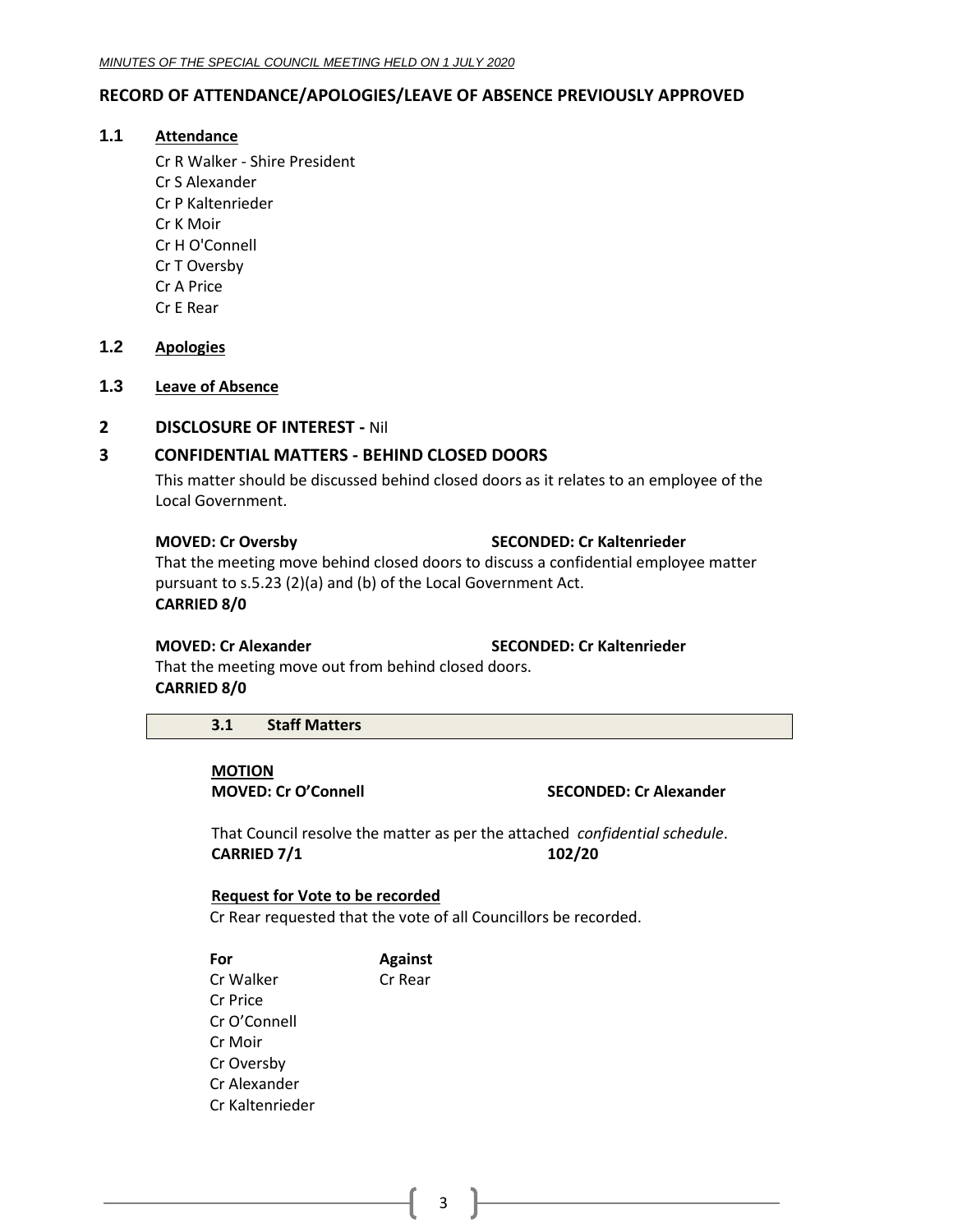## RECORD OF ATTENDANCE/APOLOGIES/LEAVE OF ABSENCE PREVIOUSLY APPROVED

### 1.1 Attendance

Cr R Walker - Shire President
Cr S Alexander
Cr P Kaltenrieder
Cr K Moir
Cr H O'Connell
Cr T Oversby
Cr A Price
Cr E Rear

### 1.2 Apologies

### 1.3 Leave of Absence

## 2 DISCLOSURE OF INTEREST - Nil

## 3 CONFIDENTIAL MATTERS - BEHIND CLOSED DOORS

This matter should be discussed behind closed doors as it relates to an employee of the Local Government.

**MOVED: Cr Oversby** **SECONDED: Cr Kaltenrieder**

That the meeting move behind closed doors to discuss a confidential employee matter pursuant to s.5.23 (2)(a) and (b) of the Local Government Act.
**CARRIED 8/0**

**MOVED: Cr Alexander** **SECONDED: Cr Kaltenrieder**

That the meeting move out from behind closed doors.
**CARRIED 8/0**

### 3.1 Staff Matters

**MOTION**
**MOVED: Cr O'Connell** **SECONDED: Cr Alexander**

That Council resolve the matter as per the attached *confidential schedule*.
**CARRIED 7/1** **102/20**

**Request for Vote to be recorded**

Cr Rear requested that the vote of all Councillors be recorded.

| For | Against |
|---|---|
| Cr Walker | Cr Rear |
| Cr Price | |
| Cr O'Connell | |
| Cr Moir | |
| Cr Oversby | |
| Cr Alexander | |
| Cr Kaltenrieder | |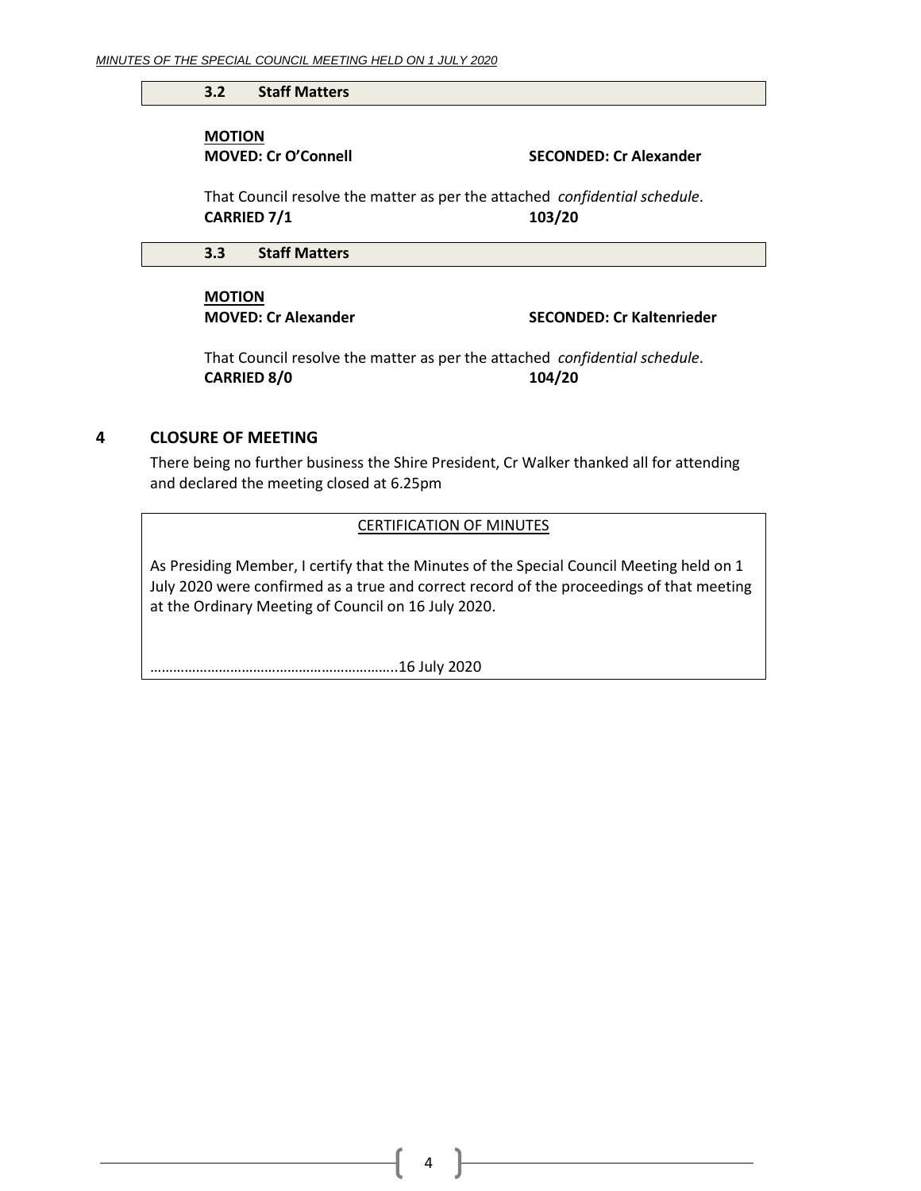### 3.2 Staff Matters

**MOTION**

**MOVED: Cr O'Connell** **SECONDED: Cr Alexander**

That Council resolve the matter as per the attached *confidential schedule*.

**CARRIED 7/1** **103/20**

### 3.3 Staff Matters

**MOTION**

**MOVED: Cr Alexander** **SECONDED: Cr Kaltenrieder**

That Council resolve the matter as per the attached *confidential schedule*.

**CARRIED 8/0** **104/20**

## 4 CLOSURE OF MEETING

There being no further business the Shire President, Cr Walker thanked all for attending and declared the meeting closed at 6.25pm

CERTIFICATION OF MINUTES

As Presiding Member, I certify that the Minutes of the Special Council Meeting held on 1 July 2020 were confirmed as a true and correct record of the proceedings of that meeting at the Ordinary Meeting of Council on 16 July 2020.

………………………………………………………..16 July 2020